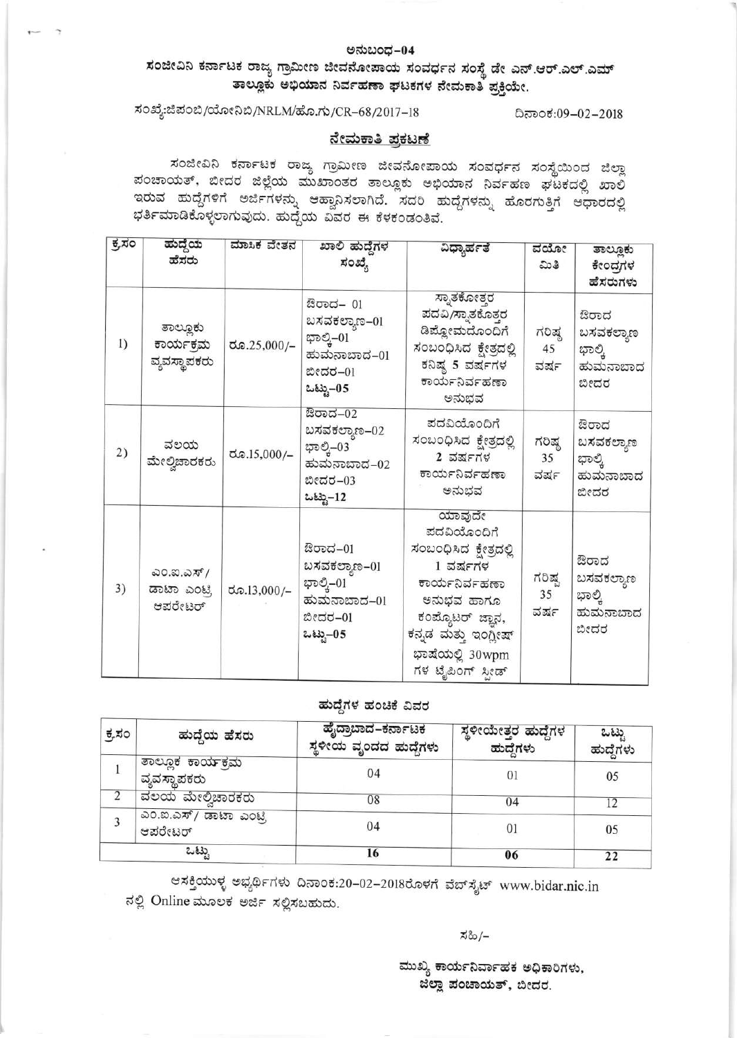ಅನುಬಂಧ-04

## ಸಂಜೀವಿನಿ ಕರ್ನಾಟಕ ರಾಜ್ಯ ಗ್ರಾಮೀಣ ಜೀವನೋಪಾಯ ಸಂವರ್ಧನ ಸಂಸ್ಥೆ ಡೇ ಎನ್.ಆರ್.ಎಲ್.ಎಮ್ ತಾಲ್ಲೂಕು ಅಭಿಯಾನ ನಿರ್ವಹಣಾ ಘಟಕಗಳ ನೇಮಕಾತಿ ಪ್ರಕ್ರಿಯೇ.

ಸಂಖ್ಯೆ:ಜಿಪಂಬಿ/ಯೋನಿಬಿ/NRLM/ಹೊ.ಗು/CR-68/2017-18 ದಿನಾಂಕ:09-02-2018

### ನೇಮಕಾತಿ ಪ್ರಕಟಣೆ

ಸಂಜೀವಿನಿ ಕರ್ನಾಟಕ ರಾಜ್ಯ ಗ್ರಾಮೀಣ ಜೀವನೋಪಾಯ ಸಂವರ್ಧನ ಸಂಸ್ಥೆಯಿಂದ ಜಿಲ್ಲಾ ಪಂಚಾಯತ್, ಬೀದರ ಜಿಲ್ಲೆಯ ಮುಖಾಂತರ ತಾಲ್ಲೂಕು ಅಭಿಯಾನ ನಿರ್ವಹಣ ಘಟಕದಲ್ಲಿ ಖಾಲಿ ಇರುವ ಹುದ್ದೆಗಳಿಗೆ ಅರ್ಜಿಗಳನ್ನು ಆಹ್ವಾನಿಸಲಾಗಿದೆ. ಸದರಿ ಹುದ್ದೆಗಳನ್ನು ಹೊರಗುತ್ತಿಗೆ ಆಧಾರದಲ್ಲಿ ಭರ್ತಿಮಾಡಿಕೊಳ್ಳಲಾಗುವುದು. ಹುದ್ದೆಯ ವಿವರ ಈ ಕೆಳಕಂಡಂತಿವೆ.

| ಕ್ರ.ಸಂ | ಹುದ್ದೆಯ ಹೆಸರು | ಮಾಸಿಕ ವೇತನ | ಖಾಲಿ ಹುದ್ದೆಗಳ ಸಂಖ್ಯೆ | ವಿದ್ಯಾರ್ಹತೆ | ವಯೋಮಿತಿ | ತಾಲ್ಲೂಕು ಕೇಂದ್ರಗಳ ಹೆಸರುಗಳು |
|---|---|---|---|---|---|---|
| 1) | ತಾಲ್ಲೂಕು ಕಾರ್ಯಕ್ರಮ ವ್ಯವಸ್ಥಾಪಕರು | ರೂ.25,000/- | ಔರಾದ- 01<br>ಬಸವಕಲ್ಯಾಣ-01<br>ಭಾಲ್ಕಿ-01<br>ಹುಮನಾಬಾದ-01<br>ಬೀದರ-01<br>ಒಟ್ಟು-05 | ಸ್ನಾತಕೋತ್ತರ ಪದವಿ/ಸ್ನಾತಕೊತ್ತರ ಡಿಪ್ಲೋಮದೊಂದಿಗೆ ಸಂಬಂಧಿಸಿದ ಕ್ಷೇತ್ರದಲ್ಲಿ ಕನಿಷ್ಠ 5 ವರ್ಷಗಳ ಕಾರ್ಯನಿರ್ವಹಣಾ ಅನುಭವ | ಗರಿಷ್ಠ 45 ವರ್ಷ | ಔರಾದ<br>ಬಸವಕಲ್ಯಾಣ<br>ಭಾಲ್ಕಿ<br>ಹುಮನಾಬಾದ<br>ಬೀದರ |
| 2) | ವಲಯ ಮೇಲ್ವಿಚಾರಕರು | ರೂ.15,000/- | ಔರಾದ-02<br>ಬಸವಕಲ್ಯಾಣ-02<br>ಭಾಲ್ಕಿ-03<br>ಹುಮನಾಬಾದ-02<br>ಬೀದರ-03<br>ಒಟ್ಟು-12 | ಪದವಿಯೊಂದಿಗೆ ಸಂಬಂಧಿಸಿದ ಕ್ಷೇತ್ರದಲ್ಲಿ 2 ವರ್ಷಗಳ ಕಾರ್ಯನಿರ್ವಹಣಾ ಅನುಭವ | ಗರಿಷ್ಠ 35 ವರ್ಷ | ಔರಾದ<br>ಬಸವಕಲ್ಯಾಣ<br>ಭಾಲ್ಕಿ<br>ಹುಮನಾಬಾದ<br>ಬೀದರ |
| 3) | ಎಂ.ಐ.ಎಸ್/ ಡಾಟಾ ಎಂಟ್ರಿ ಆಪರೇಟರ್ | ರೂ.13,000/- | ಔರಾದ-01<br>ಬಸವಕಲ್ಯಾಣ-01<br>ಭಾಲ್ಕಿ-01<br>ಹುಮನಾಬಾದ-01<br>ಬೀದರ-01<br>ಒಟ್ಟು-05 | ಯಾವುದೇ ಪದವಿಯೊಂದಿಗೆ ಸಂಬಂಧಿಸಿದ ಕ್ಷೇತ್ರದಲ್ಲಿ 1 ವರ್ಷಗಳ ಕಾರ್ಯನಿರ್ವಹಣಾ ಅನುಭವ ಹಾಗೂ ಕಂಪ್ಯೂಟರ್ ಜ್ಞಾನ, ಕನ್ನಡ ಮತ್ತು ಇಂಗ್ಲೀಷ್ ಭಾಷೆಯಲ್ಲಿ 30wpm ಗಳ ಟೈಪಿಂಗ್ ಸ್ಪೀಡ್ | ಗರಿಷ್ಠ 35 ವರ್ಷ | ಔರಾದ<br>ಬಸವಕಲ್ಯಾಣ<br>ಭಾಲ್ಕಿ<br>ಹುಮನಾಬಾದ<br>ಬೀದರ |

### ಹುದ್ದೆಗಳ ಹಂಚಿಕೆ ವಿವರ

| ಕ್ರ.ಸಂ | ಹುದ್ದೆಯ ಹೆಸರು | ಹೈದ್ರಾಬಾದ-ಕರ್ನಾಟಕ ಸ್ಥಳೀಯ ವೃಂದದ ಹುದ್ದೆಗಳು | ಸ್ಥಳೀಯೇತ್ತರ ಹುದ್ದೆಗಳ ಹುದ್ದೆಗಳು | ಒಟ್ಟು ಹುದ್ದೆಗಳು |
|---|---|---|---|---|
| 1 | ತಾಲ್ಲೂಕ ಕಾರ್ಯಕ್ರಮ ವ್ಯವಸ್ಥಾಪಕರು | 04 | 01 | 05 |
| 2 | ವಲಯ ಮೇಲ್ವಿಚಾರಕರು | 08 | 04 | 12 |
| 3 | ಎಂ.ಐ.ಎಸ್/ ಡಾಟಾ ಎಂಟ್ರಿ ಆಪರೇಟರ್ | 04 | 01 | 05 |
| | ಒಟ್ಟು | 16 | 06 | 22 |

ಆಸಕ್ತಿಯುಳ್ಳ ಅಭ್ಯರ್ಥಿಗಳು ದಿನಾಂಕ:20-02-2018ರೊಳಗೆ ವೆಬ್‌ಸೈಟ್ www.bidar.nic.in ನಲ್ಲಿ Online ಮೂಲಕ ಅರ್ಜಿ ಸಲ್ಲಿಸಬಹುದು.

ಸಹಿ/-

ಮುಖ್ಯ ಕಾರ್ಯನಿರ್ವಾಹಕ ಅಧಿಕಾರಿಗಳು,
ಜಿಲ್ಲಾ ಪಂಚಾಯತ್, ಬೀದರ.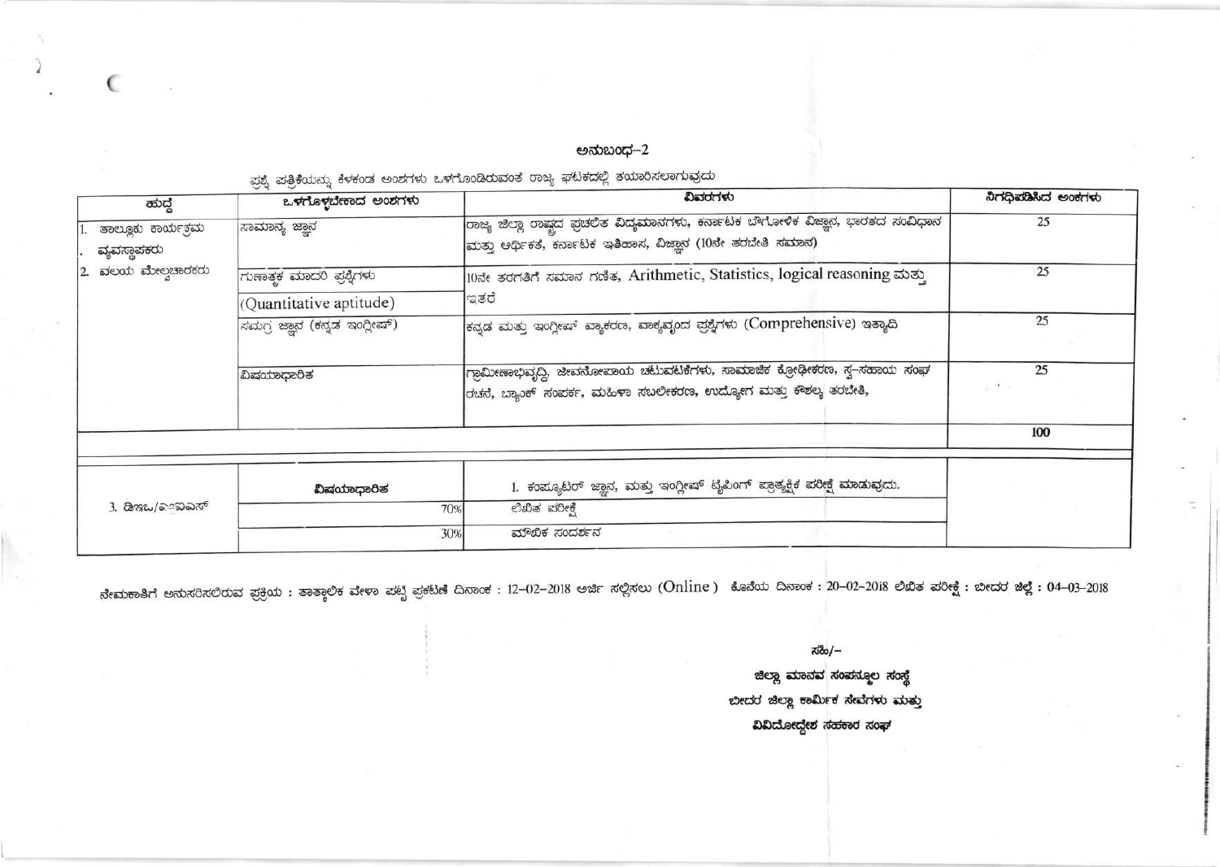# ಅನುಬಂಧ-2

ಪ್ರಶ್ನೆ ಪತ್ರಿಕೆಯನ್ನು ಕೆಳಕಂಡ ಅಂಶಗಳು ಒಳಗೊಂಡಿರುವಂತೆ ರಾಜ್ಯ ಘಟಕದಲ್ಲಿ ತಯಾರಿಸಲಾಗುವುದು

| ಹುದ್ದೆ | ಒಳಗೊಳ್ಳಬೇಕಾದ ಅಂಶಗಳು | ವಿವರಗಳು | ನಿಗಧಿಪಡಿಸಿದ ಅಂಕಗಳು |
|---|---|---|---|
| 1. ತಾಲ್ಲೂಕು ಕಾರ್ಯಕ್ರಮ ವ್ಯವಸ್ಥಾಪಕರು<br>2. ವಲಯ ಮೇಲ್ವಿಚಾರಕರು | ಸಾಮಾನ್ಯ ಜ್ಞಾನ | ರಾಜ್ಯ ಜಿಲ್ಲಾ ರಾಷ್ಟ್ರದ ಪ್ರಚಲಿತ ವಿದ್ಯಮಾನಗಳು, ಕರ್ನಾಟಕ ಭೌಗೋಳಿಕ ವಿಜ್ಞಾನ, ಭಾರತದ ಸಂವಿಧಾನ ಮತ್ತು ಆರ್ಥಿಕತೆ, ಕರ್ನಾಟಕ ಇತಿಹಾಸ, ವಿಜ್ಞಾನ (10ನೇ ತರಬೇತಿ ಸಮಾನ) | 25 |
| | ಗುಣಾತ್ಮಕ ಮಾದರಿ ಪ್ರಶ್ನೆಗಳು (Quantitative aptitude) | 10ನೇ ತರಗತಿಗೆ ಸಮಾನ ಗಣಿತ, Arithmetic, Statistics, logical reasoning ಮತ್ತು ಇತರೆ | 25 |
| | ಸಮಗ್ರ ಜ್ಞಾನ (ಕನ್ನಡ ಇಂಗ್ಲೀಷ್) | ಕನ್ನಡ ಮತ್ತು ಇಂಗ್ಲೀಷ್ ವ್ಯಾಕರಣ, ವಾಕ್ಯವೃಂದ ಪ್ರಶ್ನೆಗಳು (Comprehensive) ಇತ್ಯಾದಿ | 25 |
| | ವಿಷಯಾಧಾರಿತ | ಗ್ರಾಮೀಣಾಭಿವೃದ್ಧಿ, ಜೀವನೋಪಾಯ ಚಟುವಟಿಕೆಗಳು, ಸಾಮಾಜಿಕ ಕ್ರೋಢೀಕರಣ, ಸ್ವ-ಸಹಾಯ ಸಂಘ ರಚನೆ, ಬ್ಯಾಂಕ್ ಸಂಪರ್ಕ, ಮಹಿಳಾ ಸಬಲೀಕರಣ, ಉದ್ಯೋಗ ಮತ್ತು ಕೌಶಲ್ಯ ತರಬೇತಿ, | 25 |
| | | | 100 |
| 3. ಡಿಇಒ/ಎಂಐಎಸ್ | ವಿಷಯಾಧಾರಿತ | 1. ಕಂಪ್ಯೂಟರ್ ಜ್ಞಾನ, ಮತ್ತು ಇಂಗ್ಲೀಷ್ ಟೈಪಿಂಗ್ ಪ್ರಾತ್ಯಕ್ಷಿಕ ಪರೀಕ್ಷೆ ಮಾಡುವುದು. | |
| | 70% | ಲಿಖಿತ ಪರೀಕ್ಷೆ | |
| | 30% | ಮೌಖಿಕ ಸಂದರ್ಶನ | |

ನೇಮಕಾತಿಗೆ ಅನುಸರಿಸಲಿರುವ ಪ್ರಕ್ರಿಯ : ತಾತ್ಕಾಲಿಕ ವೇಳಾ ಪಟ್ಟಿ ಪ್ರಕಟಣೆ ದಿನಾಂಕ : 12-02-2018 ಅರ್ಜಿ ಸಲ್ಲಿಸಲು (Online) ಕೊನೆಯ ದಿನಾಂಕ : 20-02-2018 ಲಿಖಿತ ಪರೀಕ್ಷೆ : ಬೀದರ ಜಿಲ್ಲೆ : 04-03-2018

ಸಹಿ/-

ಜಿಲ್ಲಾ ಮಾನವ ಸಂಪನ್ಮೂಲ ಸಂಸ್ಥೆ

ಬೀದರ ಜಿಲ್ಲಾ ಕಾರ್ಮಿಕ ಸೇವೆಗಳು ಮತ್ತು

ವಿವಿದೋದ್ದೇಶ ಸಹಕಾರ ಸಂಘ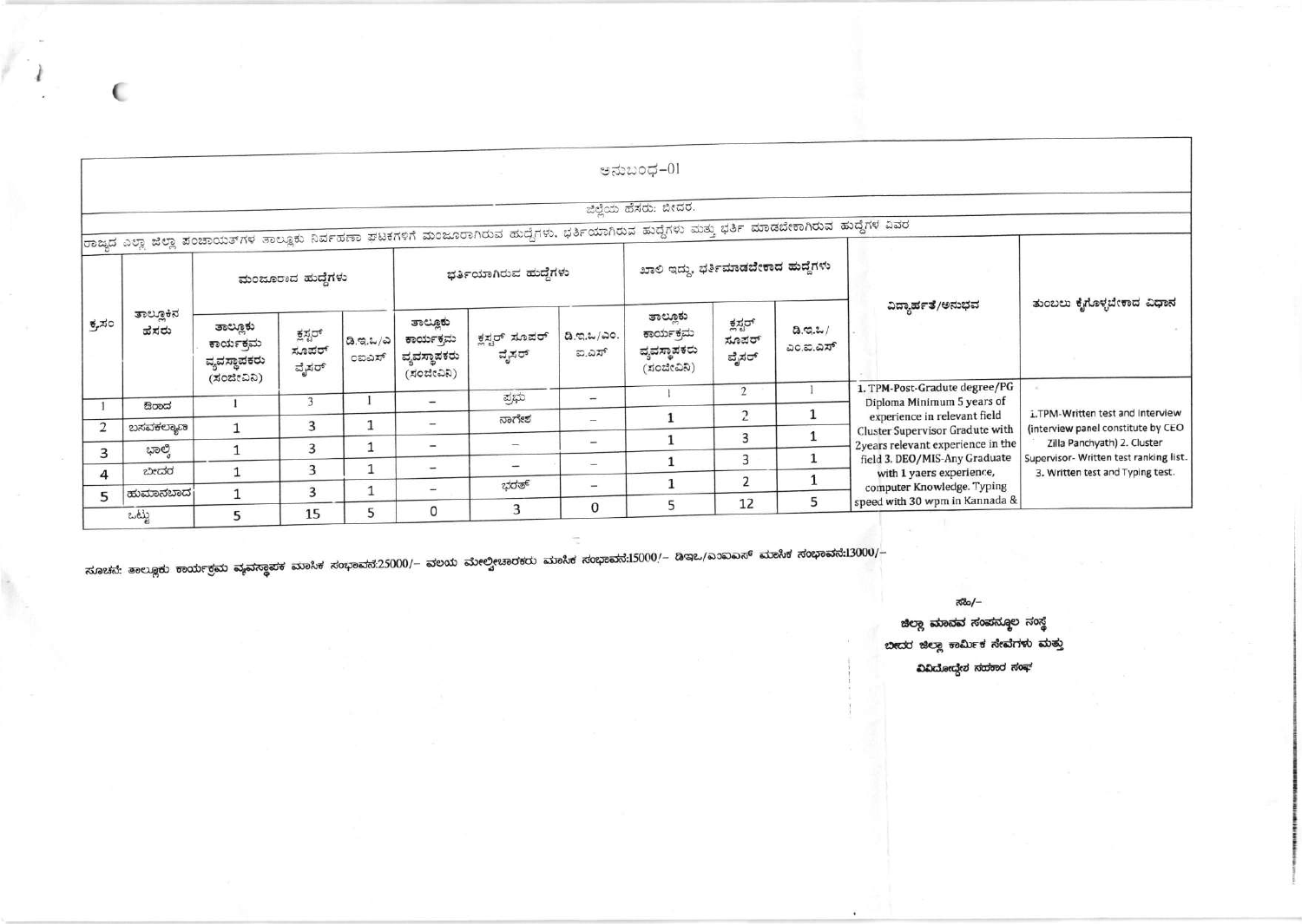## ಅನುಬಂಧ-01

ಜಿಲ್ಲೆಯ ಹೆಸರು: ಬೀದರ.

ರಾಜ್ಯದ ಎಲ್ಲಾ ಜಿಲ್ಲಾ ಪಂಚಾಯತ್‌ಗಳ ತಾಲ್ಲೂಕು ನಿರ್ವಹಣಾ ಘಟಕಗಳಿಗೆ ಮಂಜೂರಾಗಿರುವ ಹುದ್ದೆಗಳು, ಭರ್ತಿಯಾಗಿರುವ ಹುದ್ದೆಗಳು ಮತ್ತು ಭರ್ತಿ ಮಾಡಬೇಕಾಗಿರುವ ಹುದ್ದೆಗಳ ವಿವರ

| ಕ್ರ.ಸಂ | ತಾಲ್ಲೂಕಿನ ಹೆಸರು | ಮಂಜೂರಾದ ಹುದ್ದೆಗಳು | | | ಭರ್ತಿಯಾಗಿರುವ ಹುದ್ದೆಗಳು | | | ಖಾಲಿ ಇದ್ದು, ಭರ್ತಿಮಾಡಬೇಕಾದ ಹುದ್ದೆಗಳು | | | ವಿದ್ಯಾರ್ಹತೆ/ಅನುಭವ | ತುಂಬಲು ಕೈಗೊಳ್ಳಬೇಕಾದ ವಿಧಾನ |
|---|---|---|---|---|---|---|---|---|---|---|---|---|
| | | ತಾಲ್ಲೂಕು ಕಾರ್ಯಕ್ರಮ ವ್ಯವಸ್ಥಾಪಕರು (ಸಂಜೀವಿನಿ) | ಕ್ಲಸ್ಟರ್ ಸೂಪರ್ ವೈಸರ್ | ಡಿ.ಇ.ಓ/ಎಂಐಎಸ್ | ತಾಲ್ಲೂಕು ಕಾರ್ಯಕ್ರಮ ವ್ಯವಸ್ಥಾಪಕರು (ಸಂಜೀವಿನಿ) | ಕ್ಲಸ್ಟರ್ ಸೂಪರ್ ವೈಸರ್ | ಡಿ.ಇ.ಓ/ಎಂ.ಐ.ಎಸ್ | ತಾಲ್ಲೂಕು ಕಾರ್ಯಕ್ರಮ ವ್ಯವಸ್ಥಾಪಕರು (ಸಂಜೀವಿನಿ) | ಕ್ಲಸ್ಟರ್ ಸೂಪರ್ ವೈಸರ್ | ಡಿ.ಇ.ಓ/ಎಂ.ಐ.ಎಸ್ | 1. TPM-Post-Graduate degree/PG Diploma Minimum 5 years of experience in relevant field Cluster Supervisor Gradute with 2years relevant experience in the field 3. DEO/MIS-Any Graduate with 1 yaers experience, computer Knowledge. Typing speed with 30 wpm in Kannada & | 1.TPM-Written test and Interview (interview panel constitute by CEO Zilla Panchyath) 2. Cluster Supervisor- Written test ranking list. 3. Written test and Typing test. |
| 1 | ಔರಾದ | 1 | 3 | 1 | – | ಪ್ರಭು | – | 1 | 2 | 1 | | |
| 2 | ಬಸವಕಲ್ಯಾಣ | 1 | 3 | 1 | – | ನಾಗೇಶ | – | 1 | 2 | 1 | | |
| 3 | ಭಾಲ್ಕಿ | 1 | 3 | 1 | – | – | – | 1 | 3 | 1 | | |
| 4 | ಬೀದರ | 1 | 3 | 1 | – | – | – | 1 | 3 | 1 | | |
| 5 | ಹುಮಾನಬಾದ | 1 | 3 | 1 | – | ಭರತ್ | – | 1 | 2 | 1 | | |
| | ಒಟ್ಟು | 5 | 15 | 5 | 0 | 3 | 0 | 5 | 12 | 5 | | |

ಸೂಚನೆ: ತಾಲ್ಲೂಕು ಕಾರ್ಯಕ್ರಮ ವ್ಯವಸ್ಥಾಪಕ ಮಾಸಿಕ ಸಂಭಾವನೆ:25000/- ವಲಯ ಮೇಲ್ವಿಚಾರಕರು ಮಾಸಿಕ ಸಂಭಾವನೆ:15000/- ಡಿಇಓ/ಎಂಐಎಸ್ ಮಾಸಿಕ ಸಂಭಾವನೆ:13000/-

ಸಹಿ/-

ಜಿಲ್ಲಾ ಮಾನವ ಸಂಪನ್ಮೂಲ ಸಂಸ್ಥೆ

ಬೀದರ ಜಿಲ್ಲಾ ಕಾರ್ಮಿಕ ಸೇವೆಗಳು ಮತ್ತು

ವಿವಿಧೋದ್ದೇಶ ಸಹಕಾರ ಸಂಘ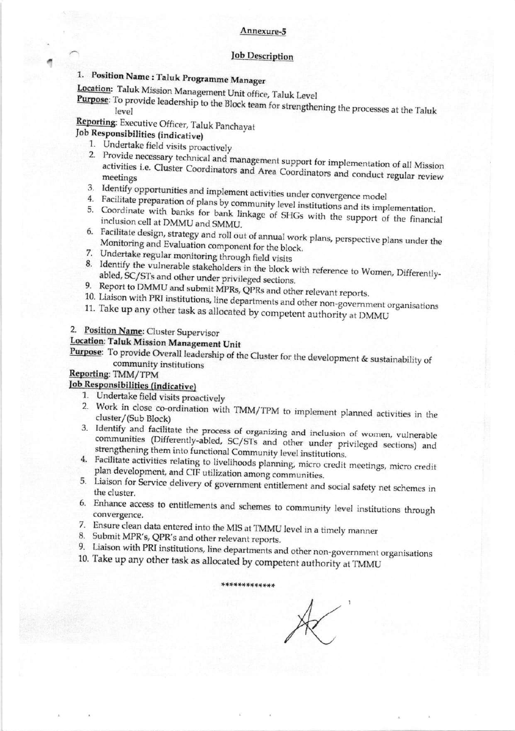Annexure-5

## Job Description

### 1. Position Name : Taluk Programme Manager

**Location:** Taluk Mission Management Unit office, Taluk Level

**Purpose**: To provide leadership to the Block team for strengthening the processes at the Taluk level

**Reporting**: Executive Officer, Taluk Panchayat

**Job Responsibilities (indicative)**

1. Undertake field visits proactively
2. Provide necessary technical and management support for implementation of all Mission activities i.e. Cluster Coordinators and Area Coordinators and conduct regular review meetings
3. Identify opportunities and implement activities under convergence model
4. Facilitate preparation of plans by community level institutions and its implementation.
5. Coordinate with banks for bank linkage of SHGs with the support of the financial inclusion cell at DMMU and SMMU.
6. Facilitate design, strategy and roll out of annual work plans, perspective plans under the Monitoring and Evaluation component for the block.
7. Undertake regular monitoring through field visits
8. Identify the vulnerable stakeholders in the block with reference to Women, Differently-abled, SC/STs and other under privileged sections.
9. Report to DMMU and submit MPRs, QPRs and other relevant reports.
10. Liaison with PRI institutions, line departments and other non-government organisations
11. Take up any other task as allocated by competent authority at DMMU

### 2. Position Name: Cluster Supervisor

**Location: Taluk Mission Management Unit**

**Purpose**: To provide Overall leadership of the Cluster for the development & sustainability of community institutions

**Reporting**: TMM/TPM

**Job Responsibilities (indicative)**

1. Undertake field visits proactively
2. Work in close co-ordination with TMM/TPM to implement planned activities in the cluster/(Sub Block)
3. Identify and facilitate the process of organizing and inclusion of women, vulnerable communities (Differently-abled, SC/STs and other under privileged sections) and strengthening them into functional Community level institutions.
4. Facilitate activities relating to livelihoods planning, micro credit meetings, micro credit plan development, and CIF utilization among communities.
5. Liaison for Service delivery of government entitlement and social safety net schemes in the cluster.
6. Enhance access to entitlements and schemes to community level institutions through convergence.
7. Ensure clean data entered into the MIS at TMMU level in a timely manner
8. Submit MPR's, QPR's and other relevant reports.
9. Liaison with PRI institutions, line departments and other non-government organisations
10. Take up any other task as allocated by competent authority at TMMU

************